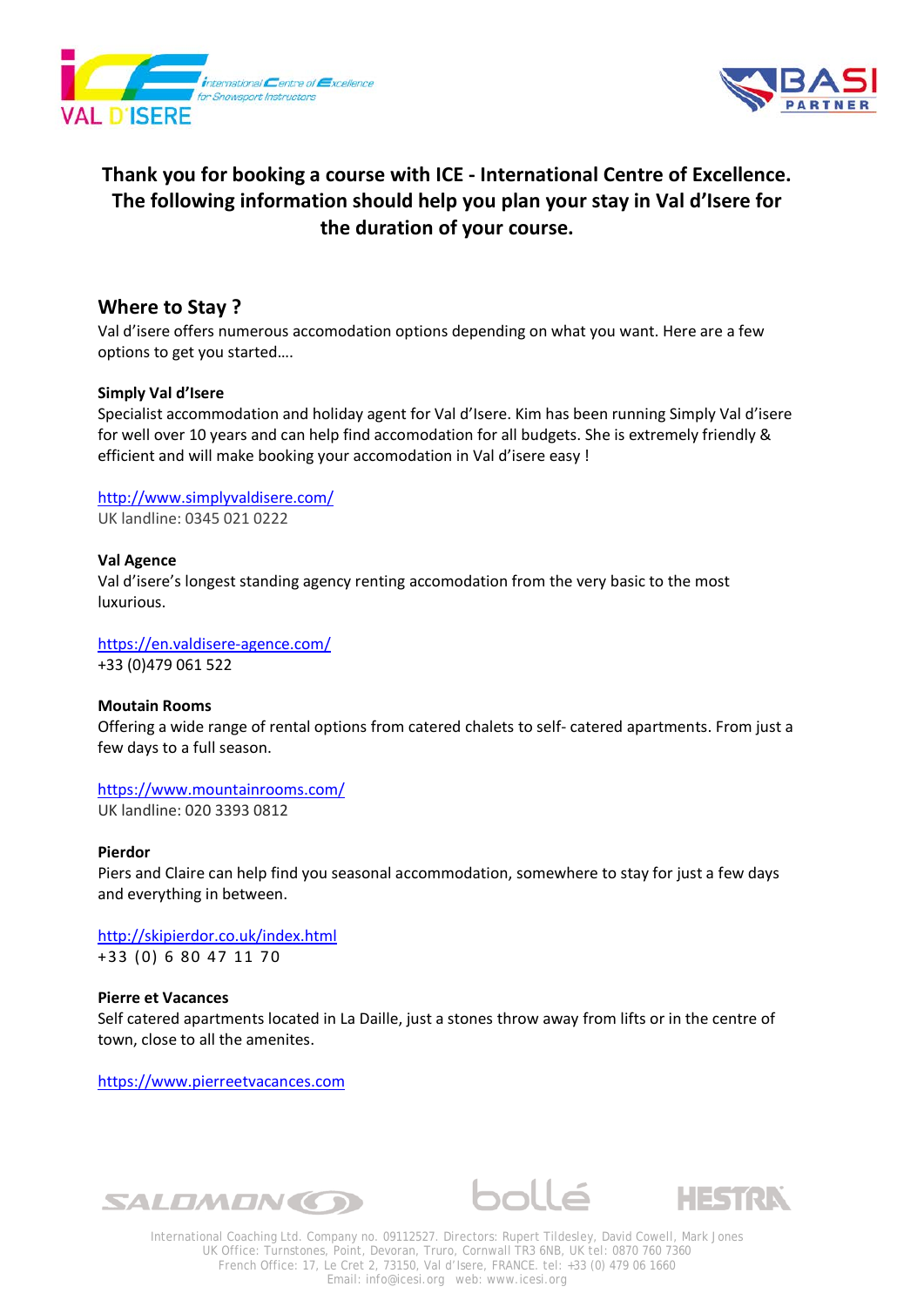**Thank you for booking a course with ICE - International Centre of Excellence. The following information should help you plan your stay in Val d'Isere for the duration of your course.**

## Where to Stay ?

Val d'isere offers numerous accomodation options depending on what you want. Here are a few options to get you started….

**Simply Val d'Isere**

Specialist accommodation and holiday agent for Val d'Isere. Kim has been running Simply Val d'isere for well over 10 years and can help find accomodation for all budgets. She is extremely friendly & efficient and will make booking your accomodation in Val d'isere easy !

http://www.simplyvaldisere.com/
UK landline: 0345 021 0222

**Val Agence**

Val d'isere's longest standing agency renting accomodation from the very basic to the most luxurious.

https://en.valdisere-agence.com/
+33 (0)479 061 522

**Moutain Rooms**

Offering a wide range of rental options from catered chalets to self- catered apartments. From just a few days to a full season.

https://www.mountainrooms.com/
UK landline: 020 3393 0812

**Pierdor**

Piers and Claire can help find you seasonal accommodation, somewhere to stay for just a few days and everything in between.

http://skipierdor.co.uk/index.html
+33 (0) 6 80 47 11 70

**Pierre et Vacances**

Self catered apartments located in La Daille, just a stones throw away from lifts or in the centre of town, close to all the amenites.

https://www.pierreetvacances.com

International Coaching Ltd. Company no. 09112527. Directors: Rupert Tildesley, David Cowell, Mark Jones
UK Office: Turnstones, Point, Devoran, Truro, Cornwall TR3 6NB, UK tel: 0870 760 7360
French Office: 17, Le Cret 2, 73150, Val d'Isere, FRANCE. tel: +33 (0) 479 06 1660
Email: info@icesi.org web: www.icesi.org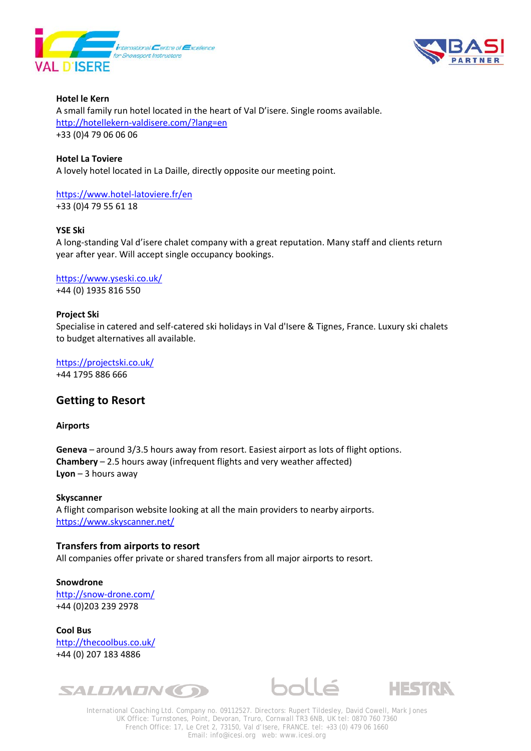**Hotel le Kern**
A small family run hotel located in the heart of Val D'isere. Single rooms available.
http://hotellekern-valdisere.com/?lang=en
+33 (0)4 79 06 06 06

**Hotel La Toviere**
A lovely hotel located in La Daille, directly opposite our meeting point.

https://www.hotel-latoviere.fr/en
+33 (0)4 79 55 61 18

**YSE Ski**
A long-standing Val d'isere chalet company with a great reputation. Many staff and clients return year after year. Will accept single occupancy bookings.

https://www.yseski.co.uk/
+44 (0) 1935 816 550

**Project Ski**
Specialise in catered and self-catered ski holidays in Val d'Isere & Tignes, France. Luxury ski chalets to budget alternatives all available.

https://projectski.co.uk/
+44 1795 886 666

## Getting to Resort

**Airports**

**Geneva** – around 3/3.5 hours away from resort. Easiest airport as lots of flight options.
**Chambery** – 2.5 hours away (infrequent flights and very weather affected)
**Lyon** – 3 hours away

**Skyscanner**
A flight comparison website looking at all the main providers to nearby airports.
https://www.skyscanner.net/

### Transfers from airports to resort

All companies offer private or shared transfers from all major airports to resort.

**Snowdrone**
http://snow-drone.com/
+44 (0)203 239 2978

**Cool Bus**
http://thecoolbus.co.uk/
+44 (0) 207 183 4886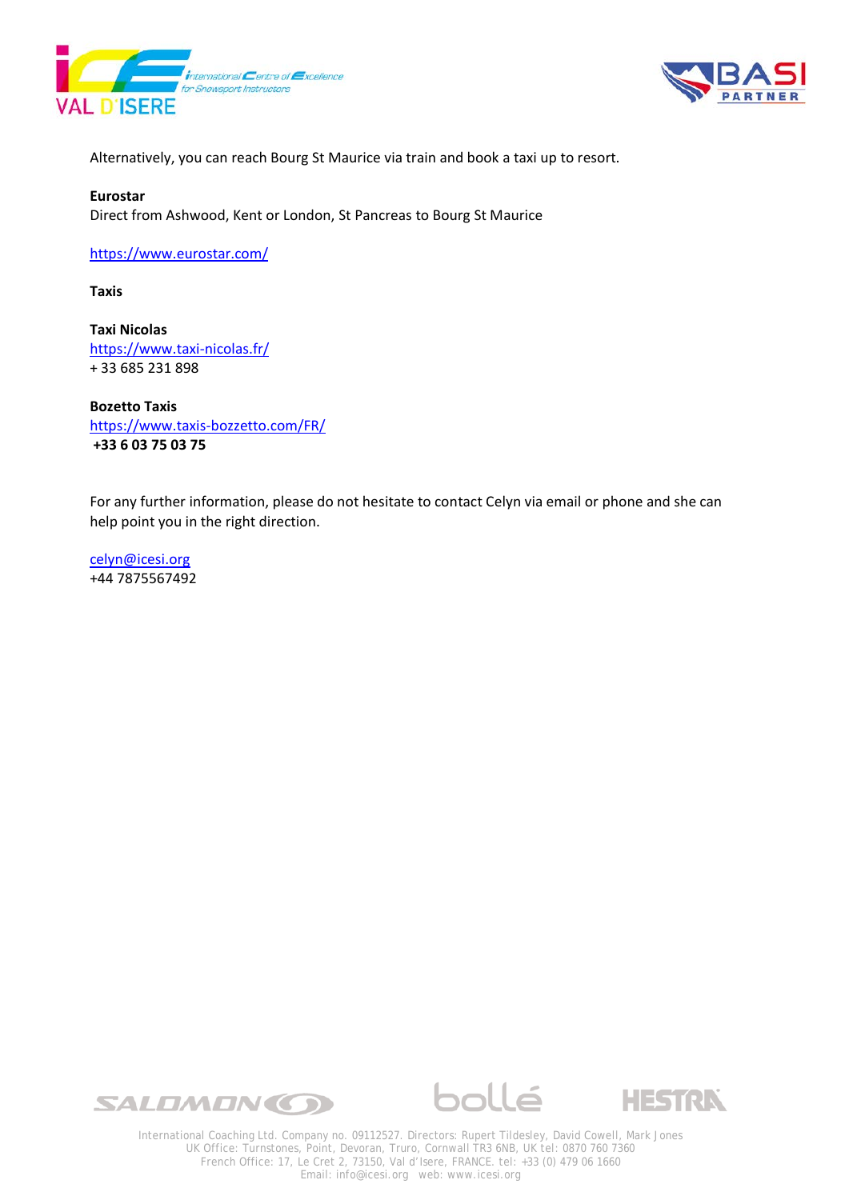Alternatively, you can reach Bourg St Maurice via train and book a taxi up to resort.

**Eurostar**
Direct from Ashwood, Kent or London, St Pancreas to Bourg St Maurice

https://www.eurostar.com/

**Taxis**

**Taxi Nicolas**
https://www.taxi-nicolas.fr/
+ 33 685 231 898

**Bozetto Taxis**
https://www.taxis-bozzetto.com/FR/
**+33 6 03 75 03 75**

For any further information, please do not hesitate to contact Celyn via email or phone and she can help point you in the right direction.

celyn@icesi.org
+44 7875567492